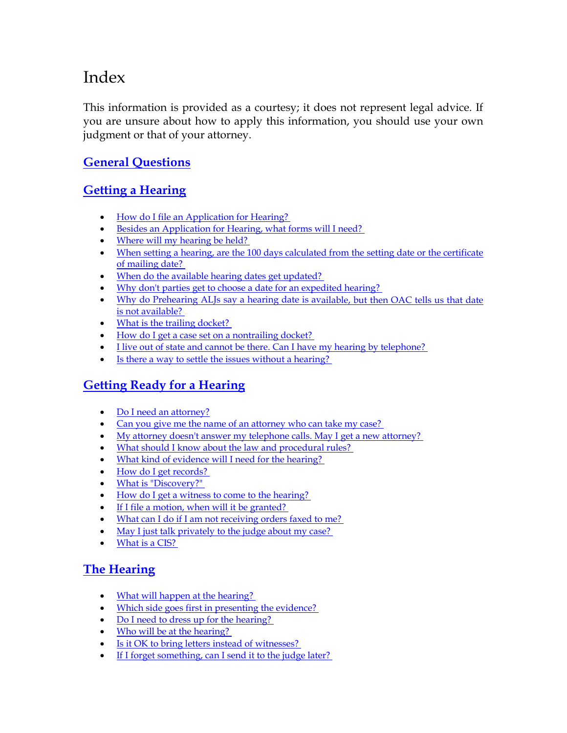# Index

This information is provided as a courtesy; it does not represent legal advice. If you are unsure about how to apply this information, you should use your own judgment or that of your attorney.

## General Questions

## Getting a Hearing

- How do I file an Application for Hearing?
- Besides an Application for Hearing, what forms will I need?
- Where will my hearing be held?
- When setting a hearing, are the 100 days calculated from the setting date or the certificate of mailing date?
- When do the available hearing dates get updated?
- Why don't parties get to choose a date for an expedited hearing?
- Why do Prehearing ALJs say a hearing date is available, but then OAC tells us that date is not available?
- What is the trailing docket?
- How do I get a case set on a nontrailing docket?
- I live out of state and cannot be there. Can I have my hearing by telephone?
- Is there a way to settle the issues without a hearing?

## Getting Ready for a Hearing

- Do I need an attorney?
- Can you give me the name of an attorney who can take my case?
- My attorney doesn't answer my telephone calls. May I get a new attorney?
- What should I know about the law and procedural rules?
- What kind of evidence will I need for the hearing?
- How do I get records?
- What is "Discovery?"
- How do I get a witness to come to the hearing?
- If I file a motion, when will it be granted?
- What can I do if I am not receiving orders faxed to me?
- May I just talk privately to the judge about my case?
- What is a CIS?

## The Hearing

- What will happen at the hearing?
- Which side goes first in presenting the evidence?
- Do I need to dress up for the hearing?
- Who will be at the hearing?
- Is it OK to bring letters instead of witnesses?
- If I forget something, can I send it to the judge later?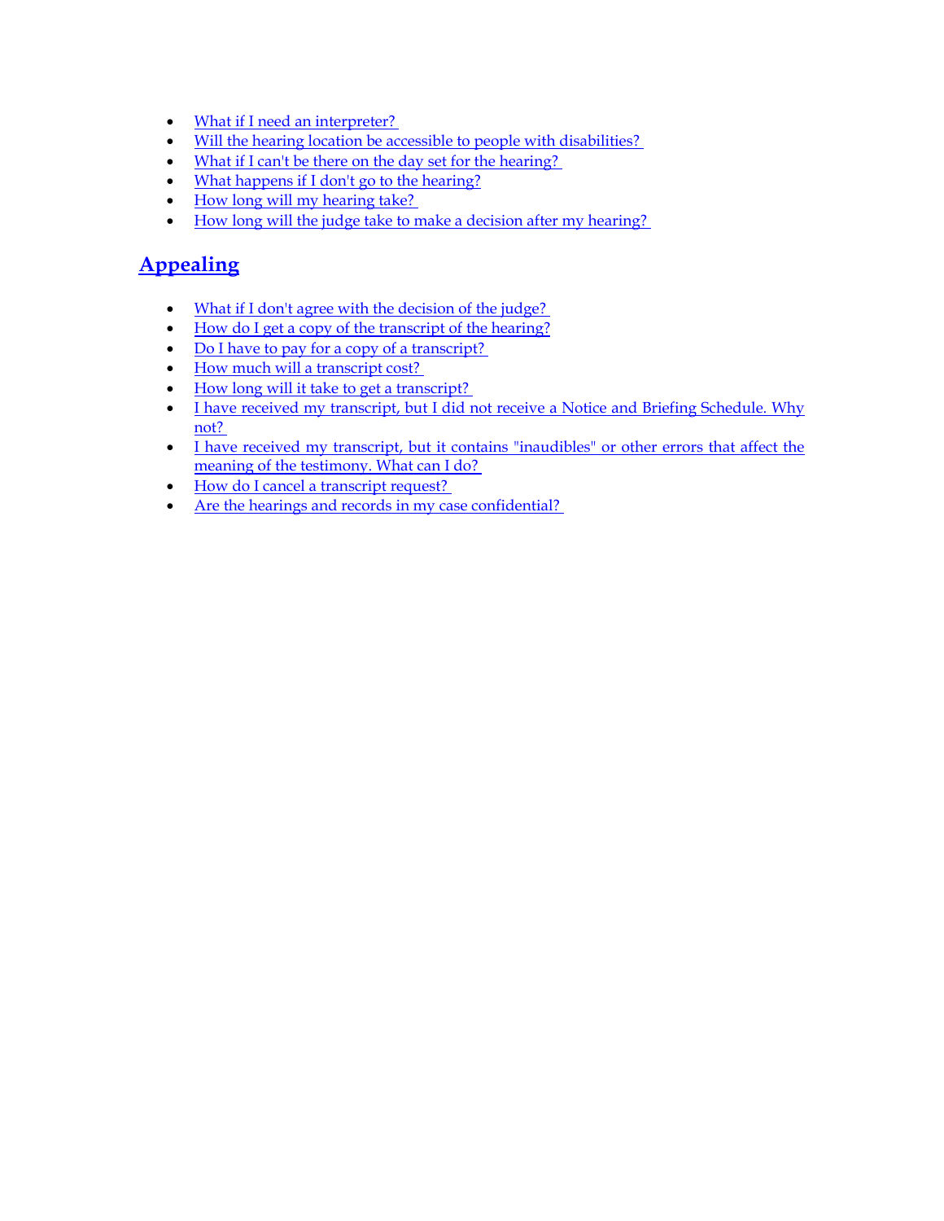- What if I need an interpreter?
- Will the hearing location be accessible to people with disabilities?
- What if I can't be there on the day set for the hearing?
- What happens if I don't go to the hearing?
- How long will my hearing take?
- How long will the judge take to make a decision after my hearing?

## Appealing

- What if I don't agree with the decision of the judge?
- How do I get a copy of the transcript of the hearing?
- Do I have to pay for a copy of a transcript?
- How much will a transcript cost?
- How long will it take to get a transcript?
- I have received my transcript, but I did not receive a Notice and Briefing Schedule. Why not?
- I have received my transcript, but it contains "inaudibles" or other errors that affect the meaning of the testimony. What can I do?
- How do I cancel a transcript request?
- Are the hearings and records in my case confidential?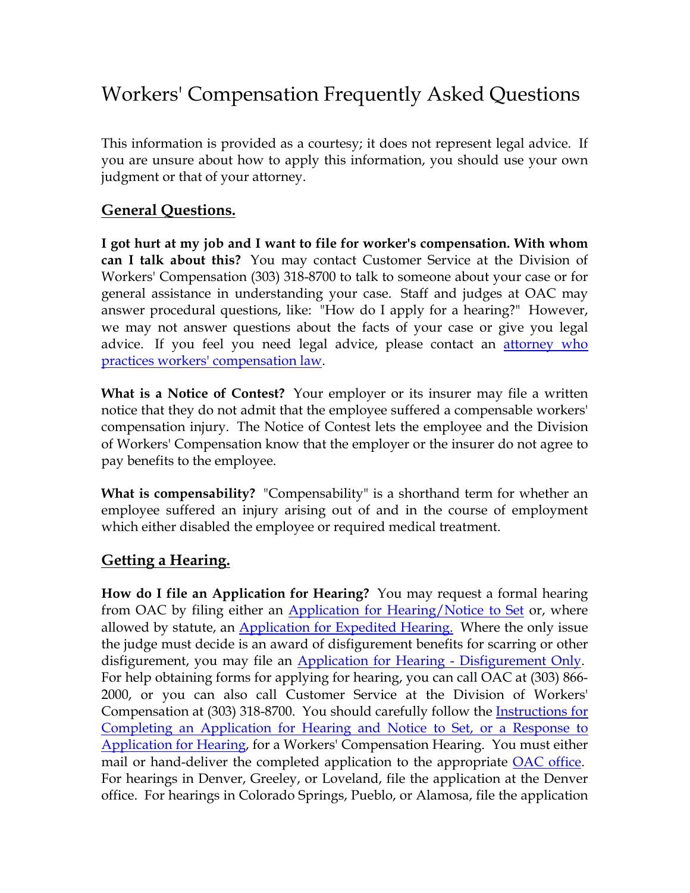# Workers' Compensation Frequently Asked Questions

This information is provided as a courtesy; it does not represent legal advice. If you are unsure about how to apply this information, you should use your own judgment or that of your attorney.

## General Questions.

**I got hurt at my job and I want to file for worker's compensation. With whom can I talk about this?** You may contact Customer Service at the Division of Workers' Compensation (303) 318-8700 to talk to someone about your case or for general assistance in understanding your case. Staff and judges at OAC may answer procedural questions, like: "How do I apply for a hearing?" However, we may not answer questions about the facts of your case or give you legal advice. If you feel you need legal advice, please contact an attorney who practices workers' compensation law.

**What is a Notice of Contest?** Your employer or its insurer may file a written notice that they do not admit that the employee suffered a compensable workers' compensation injury. The Notice of Contest lets the employee and the Division of Workers' Compensation know that the employer or the insurer do not agree to pay benefits to the employee.

**What is compensability?** "Compensability" is a shorthand term for whether an employee suffered an injury arising out of and in the course of employment which either disabled the employee or required medical treatment.

## Getting a Hearing.

**How do I file an Application for Hearing?** You may request a formal hearing from OAC by filing either an Application for Hearing/Notice to Set or, where allowed by statute, an Application for Expedited Hearing. Where the only issue the judge must decide is an award of disfigurement benefits for scarring or other disfigurement, you may file an Application for Hearing - Disfigurement Only. For help obtaining forms for applying for hearing, you can call OAC at (303) 866-2000, or you can also call Customer Service at the Division of Workers' Compensation at (303) 318-8700. You should carefully follow the Instructions for Completing an Application for Hearing and Notice to Set, or a Response to Application for Hearing, for a Workers' Compensation Hearing. You must either mail or hand-deliver the completed application to the appropriate OAC office. For hearings in Denver, Greeley, or Loveland, file the application at the Denver office. For hearings in Colorado Springs, Pueblo, or Alamosa, file the application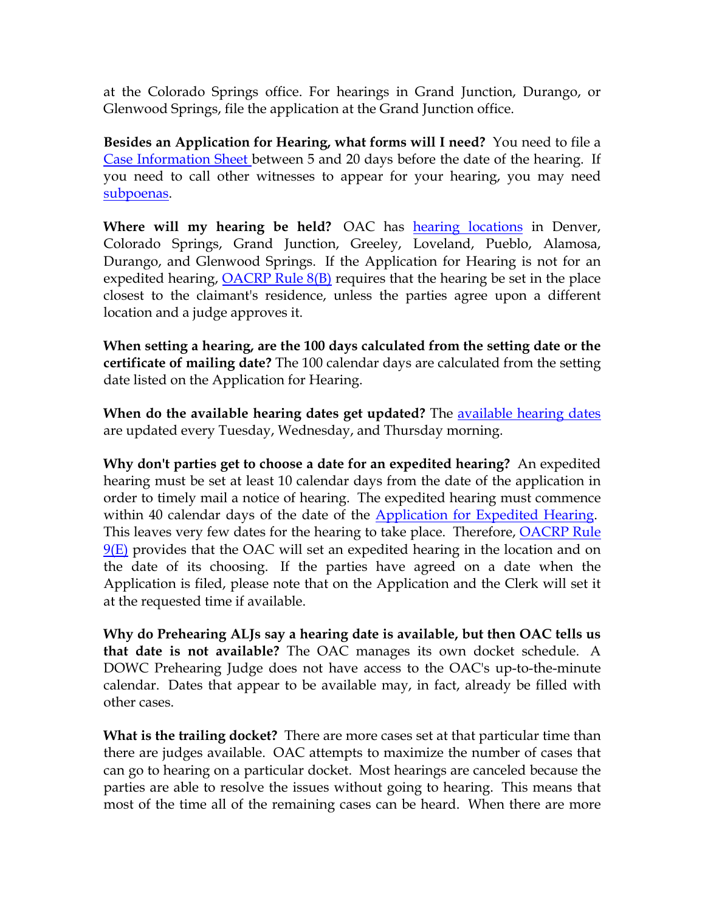at the Colorado Springs office. For hearings in Grand Junction, Durango, or Glenwood Springs, file the application at the Grand Junction office.

**Besides an Application for Hearing, what forms will I need?** You need to file a [Case Information Sheet](#) between 5 and 20 days before the date of the hearing. If you need to call other witnesses to appear for your hearing, you may need [subpoenas](#).

**Where will my hearing be held?** OAC has [hearing locations](#) in Denver, Colorado Springs, Grand Junction, Greeley, Loveland, Pueblo, Alamosa, Durango, and Glenwood Springs. If the Application for Hearing is not for an expedited hearing, [OACRP Rule 8(B)](#) requires that the hearing be set in the place closest to the claimant's residence, unless the parties agree upon a different location and a judge approves it.

**When setting a hearing, are the 100 days calculated from the setting date or the certificate of mailing date?** The 100 calendar days are calculated from the setting date listed on the Application for Hearing.

**When do the available hearing dates get updated?** The [available hearing dates](#) are updated every Tuesday, Wednesday, and Thursday morning.

**Why don't parties get to choose a date for an expedited hearing?** An expedited hearing must be set at least 10 calendar days from the date of the application in order to timely mail a notice of hearing. The expedited hearing must commence within 40 calendar days of the date of the [Application for Expedited Hearing](#). This leaves very few dates for the hearing to take place. Therefore, [OACRP Rule 9(E)](#) provides that the OAC will set an expedited hearing in the location and on the date of its choosing. If the parties have agreed on a date when the Application is filed, please note that on the Application and the Clerk will set it at the requested time if available.

**Why do Prehearing ALJs say a hearing date is available, but then OAC tells us that date is not available?** The OAC manages its own docket schedule. A DOWC Prehearing Judge does not have access to the OAC's up-to-the-minute calendar. Dates that appear to be available may, in fact, already be filled with other cases.

**What is the trailing docket?** There are more cases set at that particular time than there are judges available. OAC attempts to maximize the number of cases that can go to hearing on a particular docket. Most hearings are canceled because the parties are able to resolve the issues without going to hearing. This means that most of the time all of the remaining cases can be heard. When there are more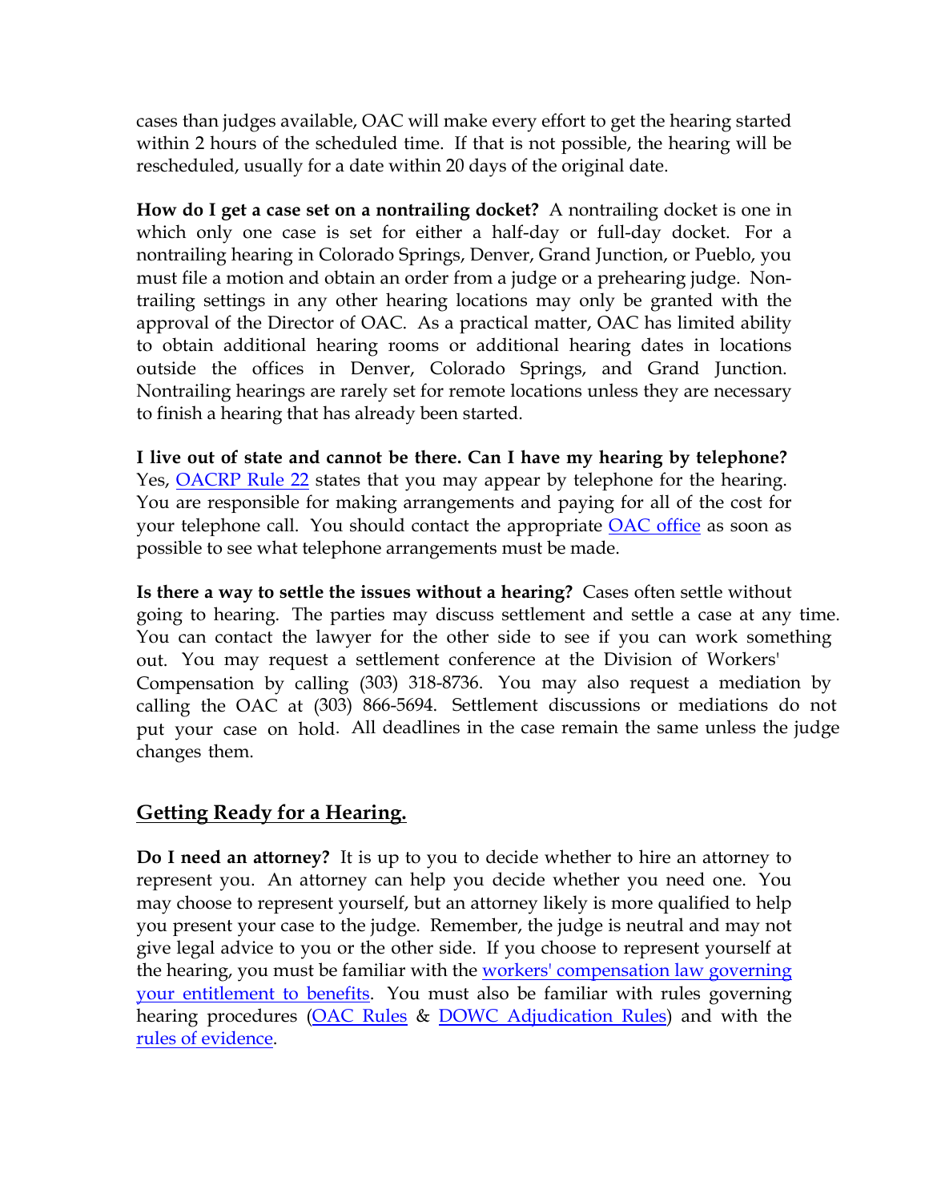cases than judges available, OAC will make every effort to get the hearing started within 2 hours of the scheduled time. If that is not possible, the hearing will be rescheduled, usually for a date within 20 days of the original date.

**How do I get a case set on a nontrailing docket?** A nontrailing docket is one in which only one case is set for either a half-day or full-day docket. For a nontrailing hearing in Colorado Springs, Denver, Grand Junction, or Pueblo, you must file a motion and obtain an order from a judge or a prehearing judge. Non-trailing settings in any other hearing locations may only be granted with the approval of the Director of OAC. As a practical matter, OAC has limited ability to obtain additional hearing rooms or additional hearing dates in locations outside the offices in Denver, Colorado Springs, and Grand Junction. Nontrailing hearings are rarely set for remote locations unless they are necessary to finish a hearing that has already been started.

**I live out of state and cannot be there. Can I have my hearing by telephone?** Yes, OACRP Rule 22 states that you may appear by telephone for the hearing. You are responsible for making arrangements and paying for all of the cost for your telephone call. You should contact the appropriate OAC office as soon as possible to see what telephone arrangements must be made.

**Is there a way to settle the issues without a hearing?** Cases often settle without going to hearing. The parties may discuss settlement and settle a case at any time. You can contact the lawyer for the other side to see if you can work something out. You may request a settlement conference at the Division of Workers' Compensation by calling (303) 318-8736. You may also request a mediation by calling the OAC at (303) 866-5694. Settlement discussions or mediations do not put your case on hold. All deadlines in the case remain the same unless the judge changes them.

## Getting Ready for a Hearing.

**Do I need an attorney?** It is up to you to decide whether to hire an attorney to represent you. An attorney can help you decide whether you need one. You may choose to represent yourself, but an attorney likely is more qualified to help you present your case to the judge. Remember, the judge is neutral and may not give legal advice to you or the other side. If you choose to represent yourself at the hearing, you must be familiar with the workers' compensation law governing your entitlement to benefits. You must also be familiar with rules governing hearing procedures (OAC Rules & DOWC Adjudication Rules) and with the rules of evidence.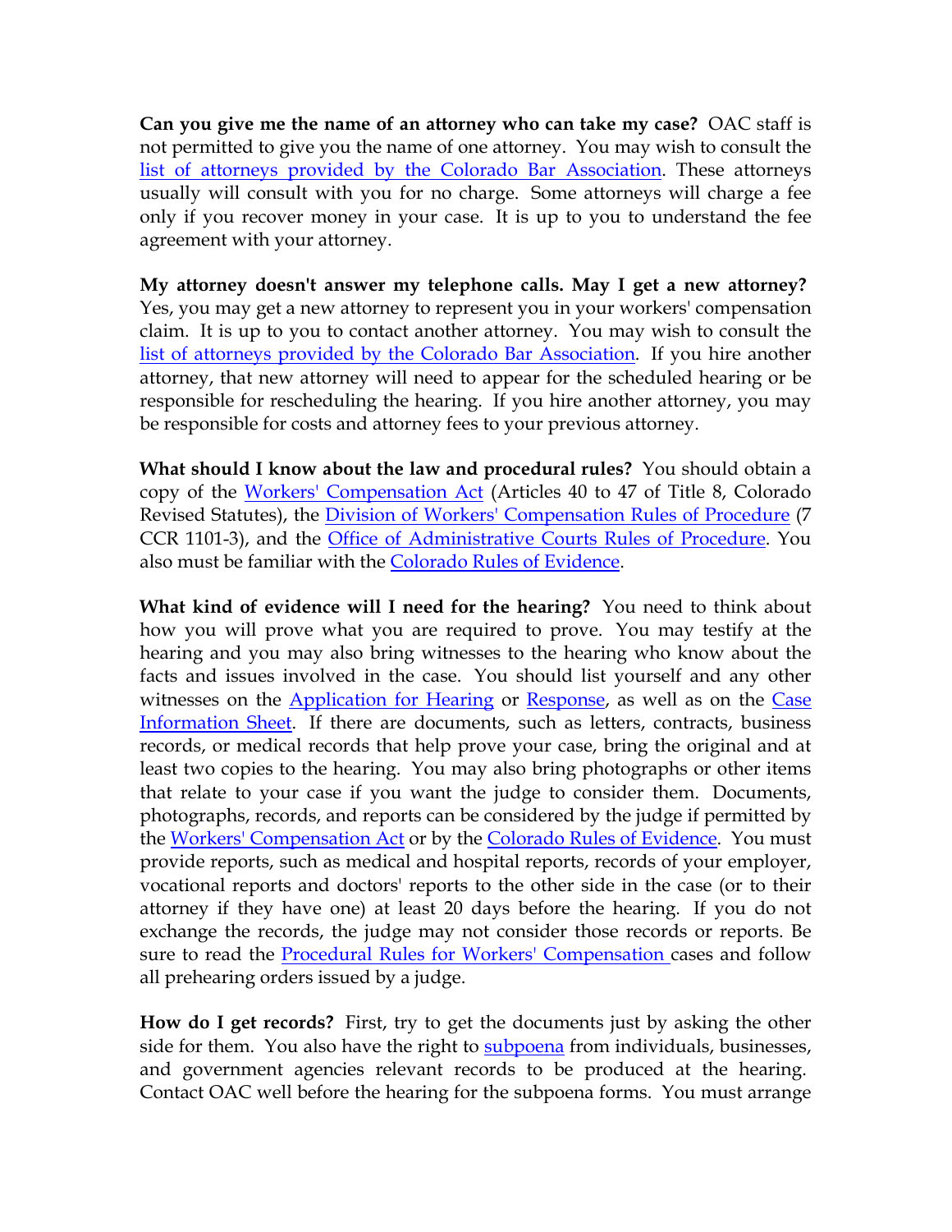**Can you give me the name of an attorney who can take my case?** OAC staff is not permitted to give you the name of one attorney. You may wish to consult the list of attorneys provided by the Colorado Bar Association. These attorneys usually will consult with you for no charge. Some attorneys will charge a fee only if you recover money in your case. It is up to you to understand the fee agreement with your attorney.

**My attorney doesn't answer my telephone calls. May I get a new attorney?** Yes, you may get a new attorney to represent you in your workers' compensation claim. It is up to you to contact another attorney. You may wish to consult the list of attorneys provided by the Colorado Bar Association. If you hire another attorney, that new attorney will need to appear for the scheduled hearing or be responsible for rescheduling the hearing. If you hire another attorney, you may be responsible for costs and attorney fees to your previous attorney.

**What should I know about the law and procedural rules?** You should obtain a copy of the Workers' Compensation Act (Articles 40 to 47 of Title 8, Colorado Revised Statutes), the Division of Workers' Compensation Rules of Procedure (7 CCR 1101-3), and the Office of Administrative Courts Rules of Procedure. You also must be familiar with the Colorado Rules of Evidence.

**What kind of evidence will I need for the hearing?** You need to think about how you will prove what you are required to prove. You may testify at the hearing and you may also bring witnesses to the hearing who know about the facts and issues involved in the case. You should list yourself and any other witnesses on the Application for Hearing or Response, as well as on the Case Information Sheet. If there are documents, such as letters, contracts, business records, or medical records that help prove your case, bring the original and at least two copies to the hearing. You may also bring photographs or other items that relate to your case if you want the judge to consider them. Documents, photographs, records, and reports can be considered by the judge if permitted by the Workers' Compensation Act or by the Colorado Rules of Evidence. You must provide reports, such as medical and hospital reports, records of your employer, vocational reports and doctors' reports to the other side in the case (or to their attorney if they have one) at least 20 days before the hearing. If you do not exchange the records, the judge may not consider those records or reports. Be sure to read the Procedural Rules for Workers' Compensation cases and follow all prehearing orders issued by a judge.

**How do I get records?** First, try to get the documents just by asking the other side for them. You also have the right to subpoena from individuals, businesses, and government agencies relevant records to be produced at the hearing. Contact OAC well before the hearing for the subpoena forms. You must arrange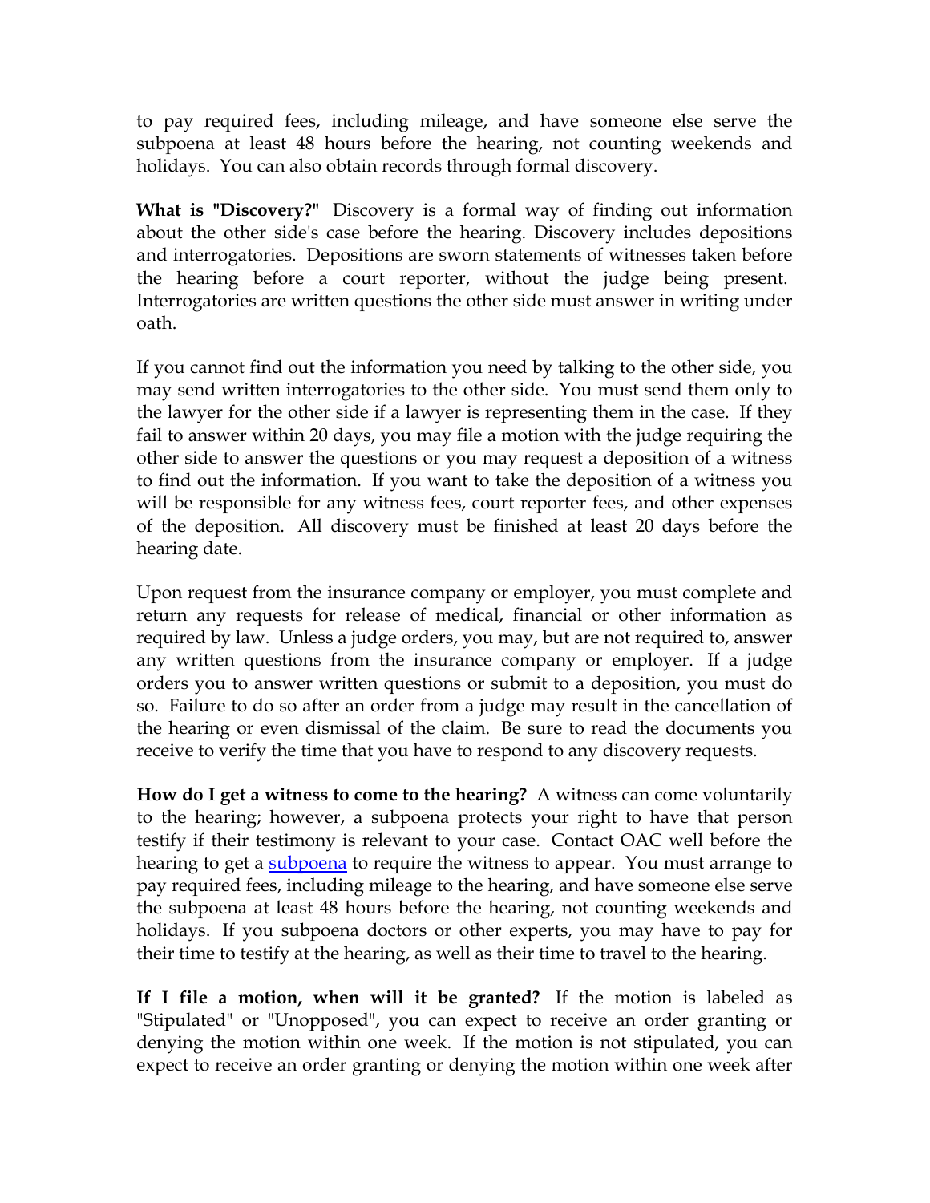to pay required fees, including mileage, and have someone else serve the subpoena at least 48 hours before the hearing, not counting weekends and holidays. You can also obtain records through formal discovery.

**What is "Discovery?"** Discovery is a formal way of finding out information about the other side's case before the hearing. Discovery includes depositions and interrogatories. Depositions are sworn statements of witnesses taken before the hearing before a court reporter, without the judge being present. Interrogatories are written questions the other side must answer in writing under oath.

If you cannot find out the information you need by talking to the other side, you may send written interrogatories to the other side. You must send them only to the lawyer for the other side if a lawyer is representing them in the case. If they fail to answer within 20 days, you may file a motion with the judge requiring the other side to answer the questions or you may request a deposition of a witness to find out the information. If you want to take the deposition of a witness you will be responsible for any witness fees, court reporter fees, and other expenses of the deposition. All discovery must be finished at least 20 days before the hearing date.

Upon request from the insurance company or employer, you must complete and return any requests for release of medical, financial or other information as required by law. Unless a judge orders, you may, but are not required to, answer any written questions from the insurance company or employer. If a judge orders you to answer written questions or submit to a deposition, you must do so. Failure to do so after an order from a judge may result in the cancellation of the hearing or even dismissal of the claim. Be sure to read the documents you receive to verify the time that you have to respond to any discovery requests.

**How do I get a witness to come to the hearing?** A witness can come voluntarily to the hearing; however, a subpoena protects your right to have that person testify if their testimony is relevant to your case. Contact OAC well before the hearing to get a subpoena to require the witness to appear. You must arrange to pay required fees, including mileage to the hearing, and have someone else serve the subpoena at least 48 hours before the hearing, not counting weekends and holidays. If you subpoena doctors or other experts, you may have to pay for their time to testify at the hearing, as well as their time to travel to the hearing.

**If I file a motion, when will it be granted?** If the motion is labeled as "Stipulated" or "Unopposed", you can expect to receive an order granting or denying the motion within one week. If the motion is not stipulated, you can expect to receive an order granting or denying the motion within one week after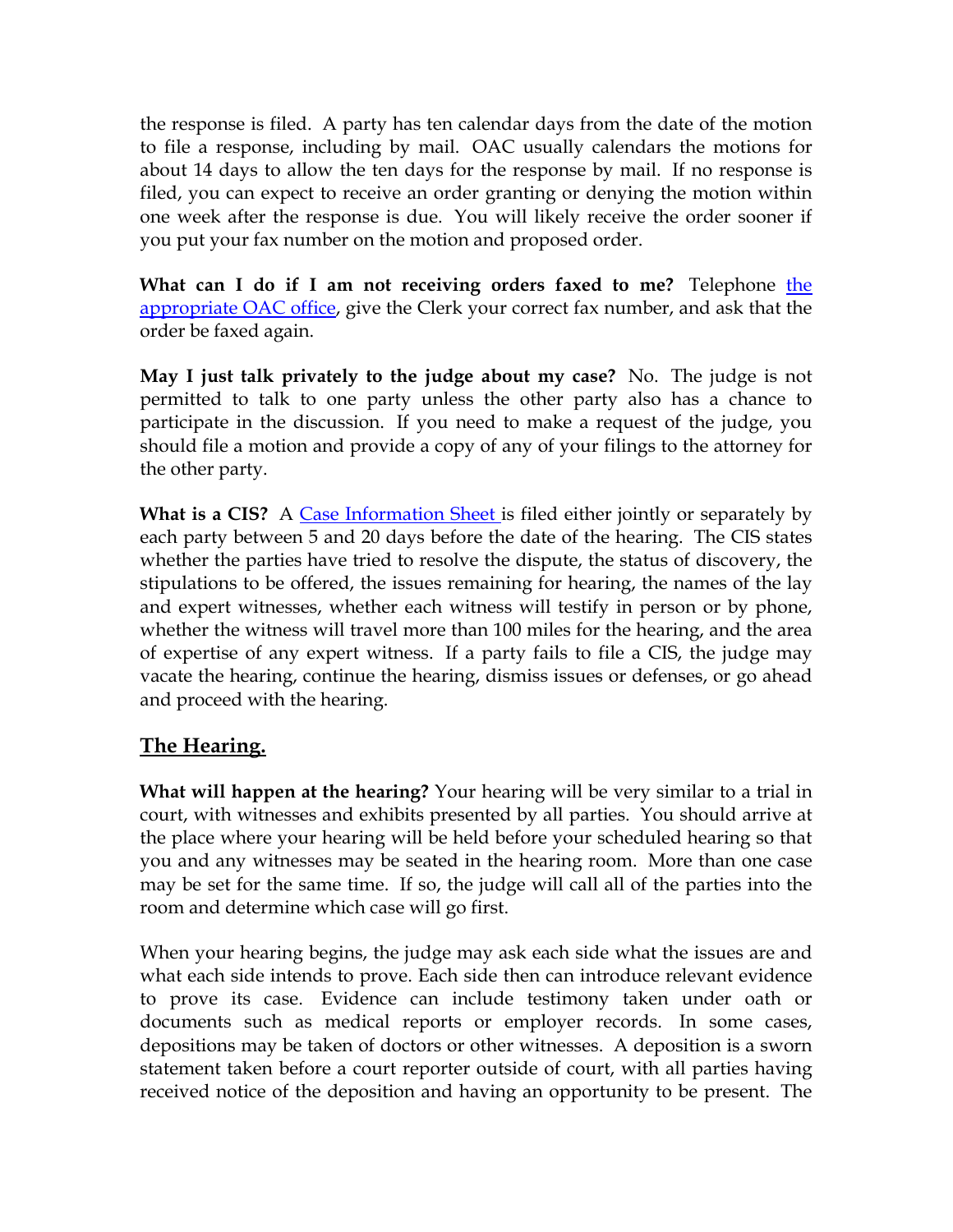the response is filed. A party has ten calendar days from the date of the motion to file a response, including by mail. OAC usually calendars the motions for about 14 days to allow the ten days for the response by mail. If no response is filed, you can expect to receive an order granting or denying the motion within one week after the response is due. You will likely receive the order sooner if you put your fax number on the motion and proposed order.

**What can I do if I am not receiving orders faxed to me?** Telephone the appropriate OAC office, give the Clerk your correct fax number, and ask that the order be faxed again.

**May I just talk privately to the judge about my case?** No. The judge is not permitted to talk to one party unless the other party also has a chance to participate in the discussion. If you need to make a request of the judge, you should file a motion and provide a copy of any of your filings to the attorney for the other party.

**What is a CIS?** A Case Information Sheet is filed either jointly or separately by each party between 5 and 20 days before the date of the hearing. The CIS states whether the parties have tried to resolve the dispute, the status of discovery, the stipulations to be offered, the issues remaining for hearing, the names of the lay and expert witnesses, whether each witness will testify in person or by phone, whether the witness will travel more than 100 miles for the hearing, and the area of expertise of any expert witness. If a party fails to file a CIS, the judge may vacate the hearing, continue the hearing, dismiss issues or defenses, or go ahead and proceed with the hearing.

## The Hearing.

**What will happen at the hearing?** Your hearing will be very similar to a trial in court, with witnesses and exhibits presented by all parties. You should arrive at the place where your hearing will be held before your scheduled hearing so that you and any witnesses may be seated in the hearing room. More than one case may be set for the same time. If so, the judge will call all of the parties into the room and determine which case will go first.

When your hearing begins, the judge may ask each side what the issues are and what each side intends to prove. Each side then can introduce relevant evidence to prove its case. Evidence can include testimony taken under oath or documents such as medical reports or employer records. In some cases, depositions may be taken of doctors or other witnesses. A deposition is a sworn statement taken before a court reporter outside of court, with all parties having received notice of the deposition and having an opportunity to be present. The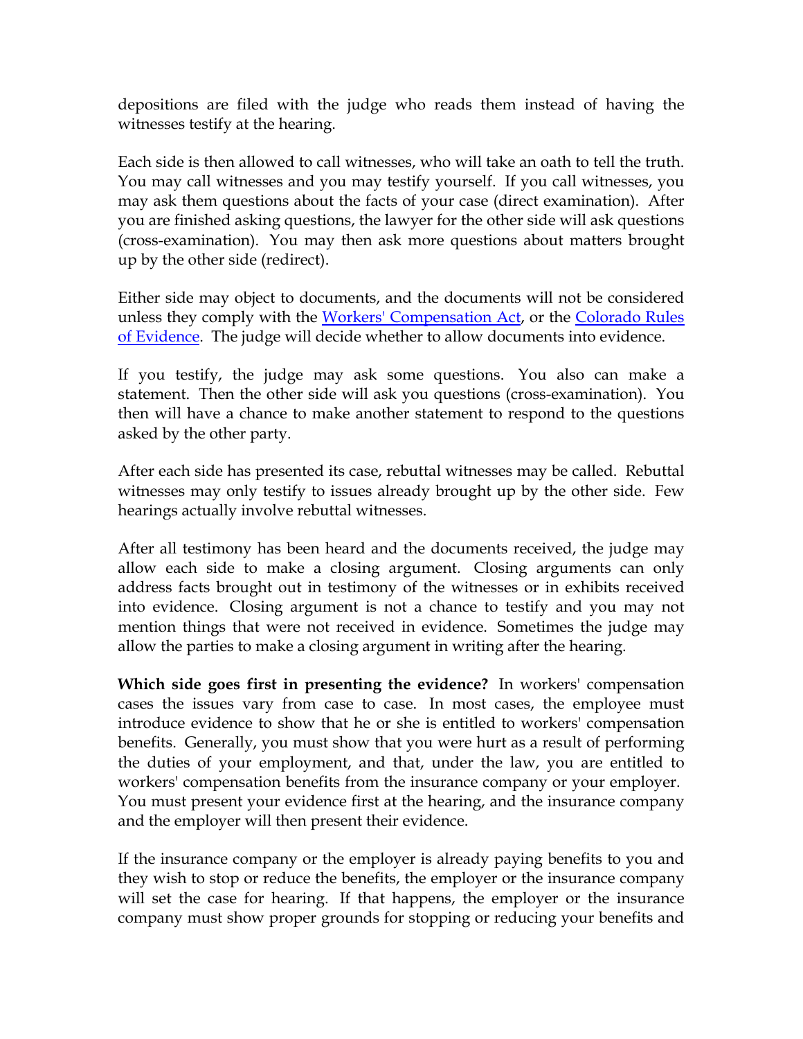depositions are filed with the judge who reads them instead of having the witnesses testify at the hearing.

Each side is then allowed to call witnesses, who will take an oath to tell the truth. You may call witnesses and you may testify yourself. If you call witnesses, you may ask them questions about the facts of your case (direct examination). After you are finished asking questions, the lawyer for the other side will ask questions (cross-examination). You may then ask more questions about matters brought up by the other side (redirect).

Either side may object to documents, and the documents will not be considered unless they comply with the [Workers' Compensation Act](), or the [Colorado Rules of Evidence](). The judge will decide whether to allow documents into evidence.

If you testify, the judge may ask some questions. You also can make a statement. Then the other side will ask you questions (cross-examination). You then will have a chance to make another statement to respond to the questions asked by the other party.

After each side has presented its case, rebuttal witnesses may be called. Rebuttal witnesses may only testify to issues already brought up by the other side. Few hearings actually involve rebuttal witnesses.

After all testimony has been heard and the documents received, the judge may allow each side to make a closing argument. Closing arguments can only address facts brought out in testimony of the witnesses or in exhibits received into evidence. Closing argument is not a chance to testify and you may not mention things that were not received in evidence. Sometimes the judge may allow the parties to make a closing argument in writing after the hearing.

**Which side goes first in presenting the evidence?** In workers' compensation cases the issues vary from case to case. In most cases, the employee must introduce evidence to show that he or she is entitled to workers' compensation benefits. Generally, you must show that you were hurt as a result of performing the duties of your employment, and that, under the law, you are entitled to workers' compensation benefits from the insurance company or your employer. You must present your evidence first at the hearing, and the insurance company and the employer will then present their evidence.

If the insurance company or the employer is already paying benefits to you and they wish to stop or reduce the benefits, the employer or the insurance company will set the case for hearing. If that happens, the employer or the insurance company must show proper grounds for stopping or reducing your benefits and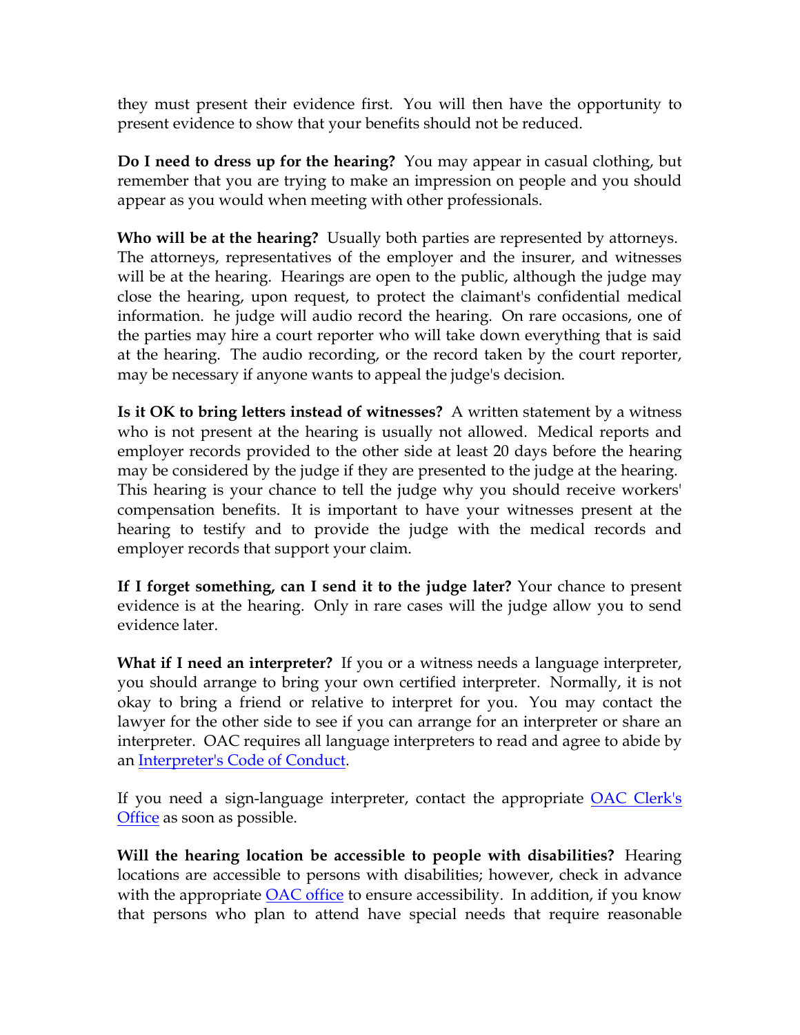they must present their evidence first. You will then have the opportunity to present evidence to show that your benefits should not be reduced.

**Do I need to dress up for the hearing?** You may appear in casual clothing, but remember that you are trying to make an impression on people and you should appear as you would when meeting with other professionals.

**Who will be at the hearing?** Usually both parties are represented by attorneys. The attorneys, representatives of the employer and the insurer, and witnesses will be at the hearing. Hearings are open to the public, although the judge may close the hearing, upon request, to protect the claimant's confidential medical information. he judge will audio record the hearing. On rare occasions, one of the parties may hire a court reporter who will take down everything that is said at the hearing. The audio recording, or the record taken by the court reporter, may be necessary if anyone wants to appeal the judge's decision.

**Is it OK to bring letters instead of witnesses?** A written statement by a witness who is not present at the hearing is usually not allowed. Medical reports and employer records provided to the other side at least 20 days before the hearing may be considered by the judge if they are presented to the judge at the hearing. This hearing is your chance to tell the judge why you should receive workers' compensation benefits. It is important to have your witnesses present at the hearing to testify and to provide the judge with the medical records and employer records that support your claim.

**If I forget something, can I send it to the judge later?** Your chance to present evidence is at the hearing. Only in rare cases will the judge allow you to send evidence later.

**What if I need an interpreter?** If you or a witness needs a language interpreter, you should arrange to bring your own certified interpreter. Normally, it is not okay to bring a friend or relative to interpret for you. You may contact the lawyer for the other side to see if you can arrange for an interpreter or share an interpreter. OAC requires all language interpreters to read and agree to abide by an Interpreter's Code of Conduct.

If you need a sign-language interpreter, contact the appropriate OAC Clerk's Office as soon as possible.

**Will the hearing location be accessible to people with disabilities?** Hearing locations are accessible to persons with disabilities; however, check in advance with the appropriate OAC office to ensure accessibility. In addition, if you know that persons who plan to attend have special needs that require reasonable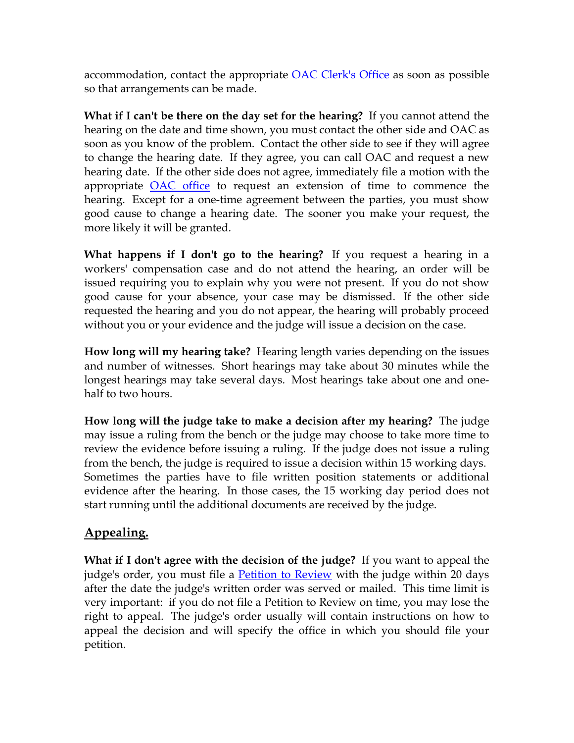accommodation, contact the appropriate OAC Clerk's Office as soon as possible so that arrangements can be made.

**What if I can't be there on the day set for the hearing?** If you cannot attend the hearing on the date and time shown, you must contact the other side and OAC as soon as you know of the problem. Contact the other side to see if they will agree to change the hearing date. If they agree, you can call OAC and request a new hearing date. If the other side does not agree, immediately file a motion with the appropriate OAC office to request an extension of time to commence the hearing. Except for a one-time agreement between the parties, you must show good cause to change a hearing date. The sooner you make your request, the more likely it will be granted.

**What happens if I don't go to the hearing?** If you request a hearing in a workers' compensation case and do not attend the hearing, an order will be issued requiring you to explain why you were not present. If you do not show good cause for your absence, your case may be dismissed. If the other side requested the hearing and you do not appear, the hearing will probably proceed without you or your evidence and the judge will issue a decision on the case.

**How long will my hearing take?** Hearing length varies depending on the issues and number of witnesses. Short hearings may take about 30 minutes while the longest hearings may take several days. Most hearings take about one and one-half to two hours.

**How long will the judge take to make a decision after my hearing?** The judge may issue a ruling from the bench or the judge may choose to take more time to review the evidence before issuing a ruling. If the judge does not issue a ruling from the bench, the judge is required to issue a decision within 15 working days. Sometimes the parties have to file written position statements or additional evidence after the hearing. In those cases, the 15 working day period does not start running until the additional documents are received by the judge.

## Appealing.

**What if I don't agree with the decision of the judge?** If you want to appeal the judge's order, you must file a Petition to Review with the judge within 20 days after the date the judge's written order was served or mailed. This time limit is very important: if you do not file a Petition to Review on time, you may lose the right to appeal. The judge's order usually will contain instructions on how to appeal the decision and will specify the office in which you should file your petition.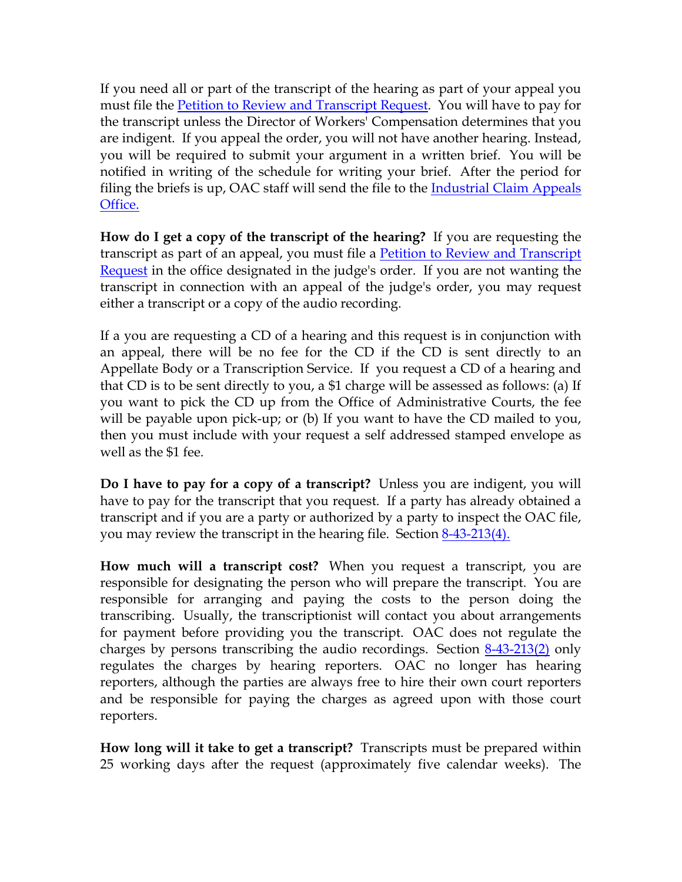If you need all or part of the transcript of the hearing as part of your appeal you must file the [Petition to Review and Transcript Request](). You will have to pay for the transcript unless the Director of Workers' Compensation determines that you are indigent. If you appeal the order, you will not have another hearing. Instead, you will be required to submit your argument in a written brief. You will be notified in writing of the schedule for writing your brief. After the period for filing the briefs is up, OAC staff will send the file to the [Industrial Claim Appeals Office.]()

**How do I get a copy of the transcript of the hearing?** If you are requesting the transcript as part of an appeal, you must file a [Petition to Review and Transcript Request]() in the office designated in the judge's order. If you are not wanting the transcript in connection with an appeal of the judge's order, you may request either a transcript or a copy of the audio recording.

If a you are requesting a CD of a hearing and this request is in conjunction with an appeal, there will be no fee for the CD if the CD is sent directly to an Appellate Body or a Transcription Service. If you request a CD of a hearing and that CD is to be sent directly to you, a $1 charge will be assessed as follows: (a) If you want to pick the CD up from the Office of Administrative Courts, the fee will be payable upon pick-up; or (b) If you want to have the CD mailed to you, then you must include with your request a self addressed stamped envelope as well as the $1 fee.

**Do I have to pay for a copy of a transcript?** Unless you are indigent, you will have to pay for the transcript that you request. If a party has already obtained a transcript and if you are a party or authorized by a party to inspect the OAC file, you may review the transcript in the hearing file. Section [8-43-213(4).]()

**How much will a transcript cost?** When you request a transcript, you are responsible for designating the person who will prepare the transcript. You are responsible for arranging and paying the costs to the person doing the transcribing. Usually, the transcriptionist will contact you about arrangements for payment before providing you the transcript. OAC does not regulate the charges by persons transcribing the audio recordings. Section [8-43-213(2)]() only regulates the charges by hearing reporters. OAC no longer has hearing reporters, although the parties are always free to hire their own court reporters and be responsible for paying the charges as agreed upon with those court reporters.

**How long will it take to get a transcript?** Transcripts must be prepared within 25 working days after the request (approximately five calendar weeks). The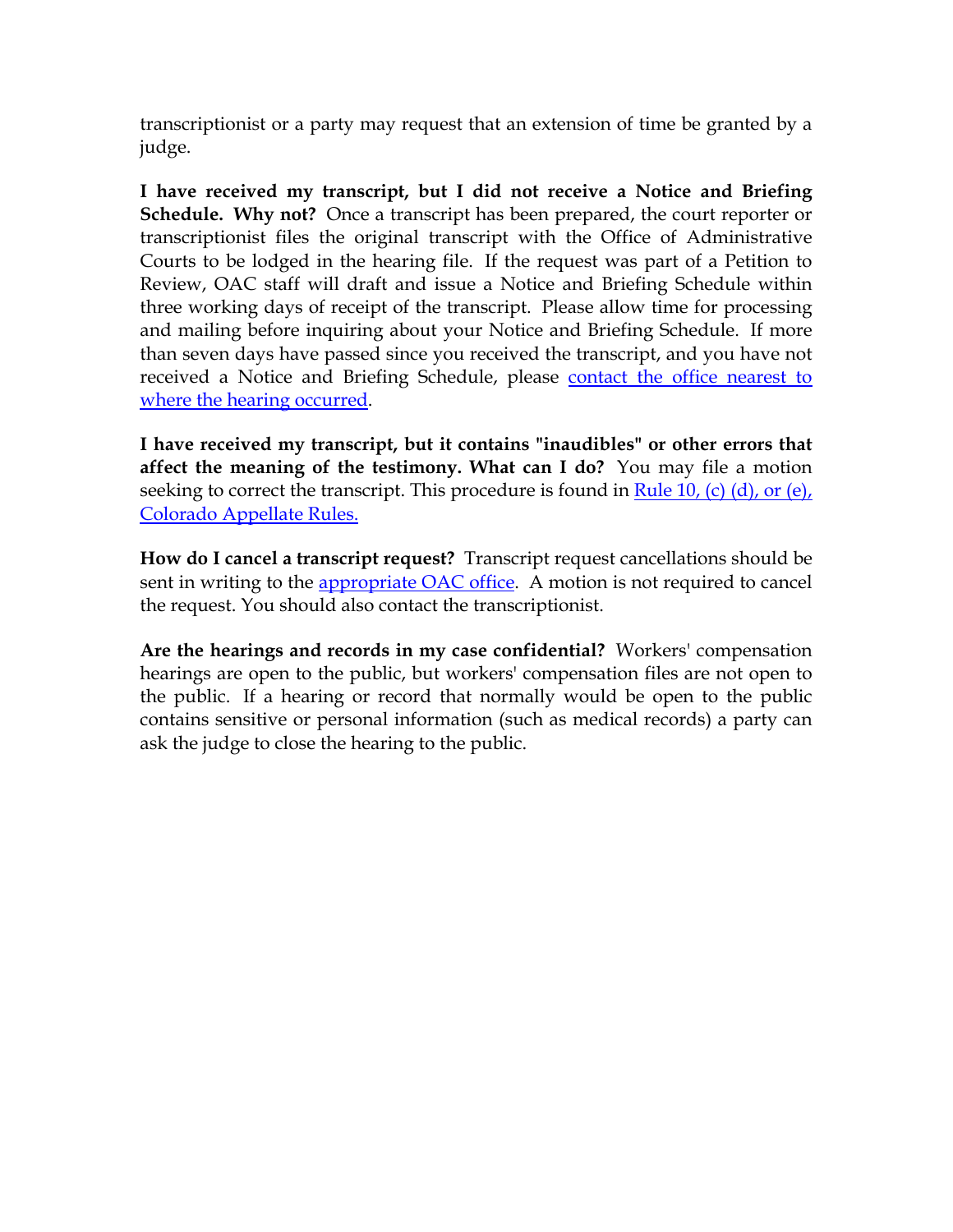transcriptionist or a party may request that an extension of time be granted by a judge.

**I have received my transcript, but I did not receive a Notice and Briefing Schedule. Why not?** Once a transcript has been prepared, the court reporter or transcriptionist files the original transcript with the Office of Administrative Courts to be lodged in the hearing file. If the request was part of a Petition to Review, OAC staff will draft and issue a Notice and Briefing Schedule within three working days of receipt of the transcript. Please allow time for processing and mailing before inquiring about your Notice and Briefing Schedule. If more than seven days have passed since you received the transcript, and you have not received a Notice and Briefing Schedule, please contact the office nearest to where the hearing occurred.

**I have received my transcript, but it contains "inaudibles" or other errors that affect the meaning of the testimony. What can I do?** You may file a motion seeking to correct the transcript. This procedure is found in Rule 10, (c) (d), or (e), Colorado Appellate Rules.

**How do I cancel a transcript request?** Transcript request cancellations should be sent in writing to the appropriate OAC office. A motion is not required to cancel the request. You should also contact the transcriptionist.

**Are the hearings and records in my case confidential?** Workers' compensation hearings are open to the public, but workers' compensation files are not open to the public. If a hearing or record that normally would be open to the public contains sensitive or personal information (such as medical records) a party can ask the judge to close the hearing to the public.